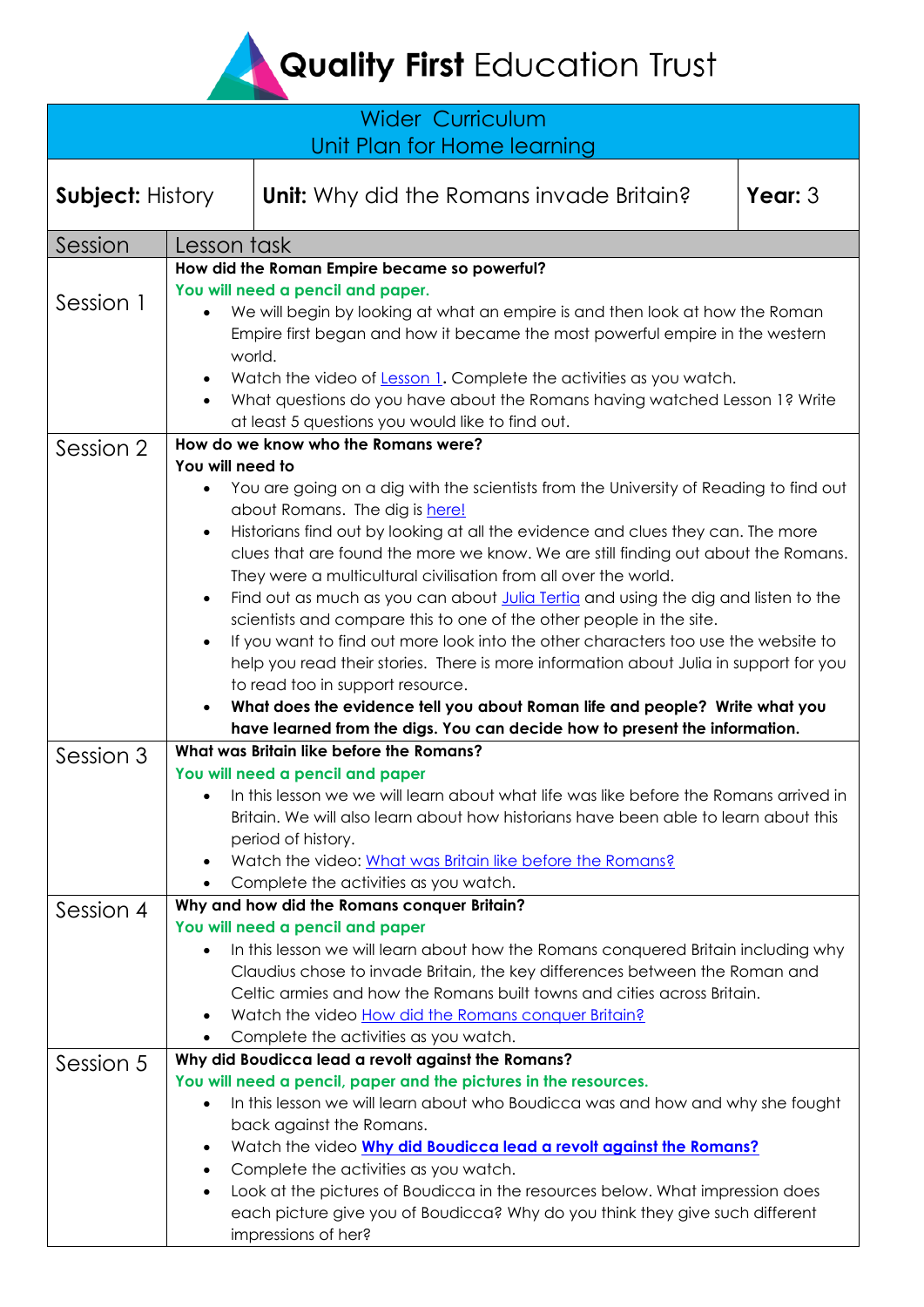# Quality First Education Trust

## Wider Curriculum
## Unit Plan for Home learning

| **Subject:** History | **Unit:** Why did the Romans invade Britain? | **Year:** 3 |
|---|---|---|

| Session | Lesson task |
|---|---|
| Session 1 | **How did the Roman Empire became so powerful?**<br>**You will need a pencil and paper.**<br>• We will begin by looking at what an empire is and then look at how the Roman Empire first began and how it became the most powerful empire in the western world.<br>• Watch the video of Lesson 1**.** Complete the activities as you watch.<br>• What questions do you have about the Romans having watched Lesson 1? Write at least 5 questions you would like to find out. |
| Session 2 | **How do we know who the Romans were?**<br>**You will need to**<br>• You are going on a dig with the scientists from the University of Reading to find out about Romans. The dig is here!<br>• Historians find out by looking at all the evidence and clues they can. The more clues that are found the more we know. We are still finding out about the Romans. They were a multicultural civilisation from all over the world.<br>• Find out as much as you can about Julia Tertia and using the dig and listen to the scientists and compare this to one of the other people in the site.<br>• If you want to find out more look into the other characters too use the website to help you read their stories. There is more information about Julia in support for you to read too in support resource.<br>• **What does the evidence tell you about Roman life and people? Write what you have learned from the digs. You can decide how to present the information.** |
| Session 3 | **What was Britain like before the Romans?**<br>**You will need a pencil and paper**<br>• In this lesson we we will learn about what life was like before the Romans arrived in Britain. We will also learn about how historians have been able to learn about this period of history.<br>• Watch the video: What was Britain like before the Romans?<br>• Complete the activities as you watch. |
| Session 4 | **Why and how did the Romans conquer Britain?**<br>**You will need a pencil and paper**<br>• In this lesson we will learn about how the Romans conquered Britain including why Claudius chose to invade Britain, the key differences between the Roman and Celtic armies and how the Romans built towns and cities across Britain.<br>• Watch the video How did the Romans conquer Britain?<br>• Complete the activities as you watch. |
| Session 5 | **Why did Boudicca lead a revolt against the Romans?**<br>**You will need a pencil, paper and the pictures in the resources.**<br>• In this lesson we will learn about who Boudicca was and how and why she fought back against the Romans.<br>• Watch the video **Why did Boudicca lead a revolt against the Romans?**<br>• Complete the activities as you watch.<br>• Look at the pictures of Boudicca in the resources below. What impression does each picture give you of Boudicca? Why do you think they give such different impressions of her? |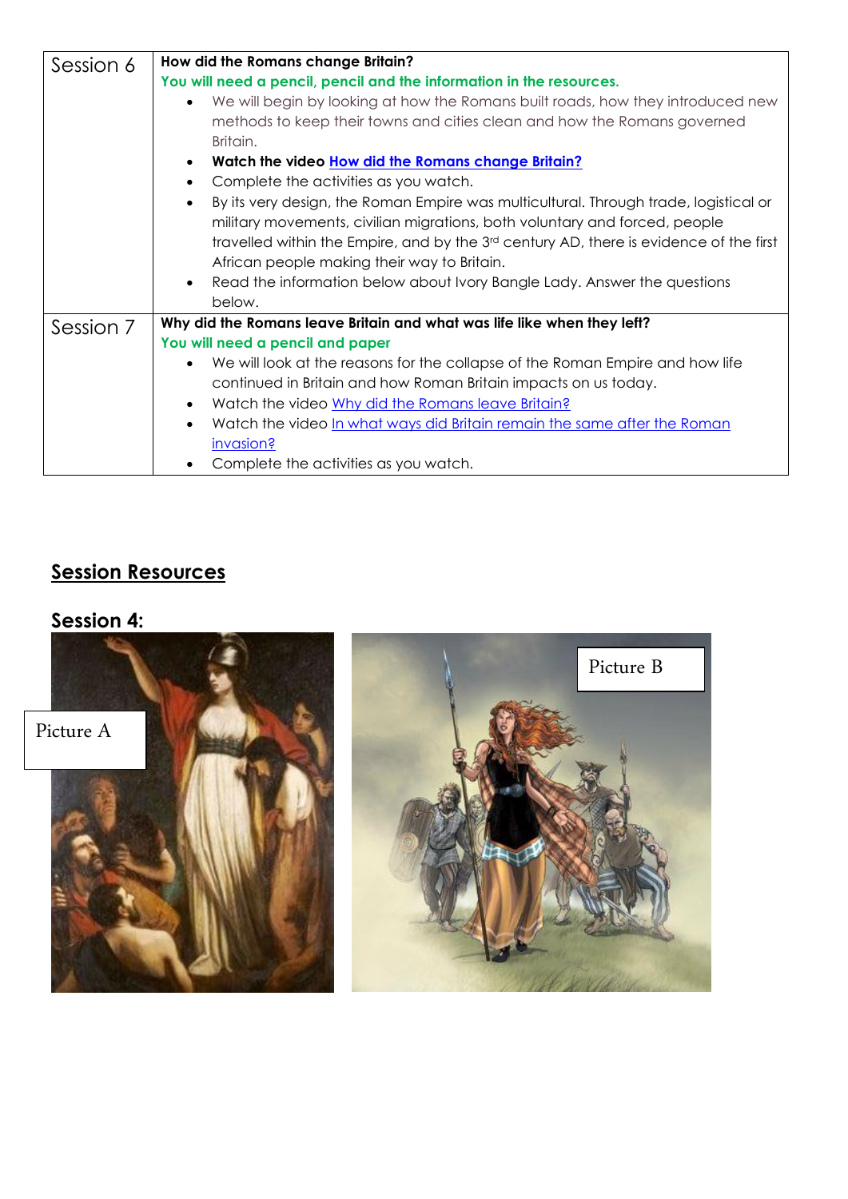| Session 6 | **How did the Romans change Britain?**<br>**You will need a pencil, pencil and the information in the resources.**<br>• We will begin by looking at how the Romans built roads, how they introduced new methods to keep their towns and cities clean and how the Romans governed Britain.<br>• **Watch the video How did the Romans change Britain?**<br>• Complete the activities as you watch.<br>• By its very design, the Roman Empire was multicultural. Through trade, logistical or military movements, civilian migrations, both voluntary and forced, people travelled within the Empire, and by the 3rd century AD, there is evidence of the first African people making their way to Britain.<br>• Read the information below about Ivory Bangle Lady. Answer the questions below. |
|---|---|
| Session 7 | **Why did the Romans leave Britain and what was life like when they left?**<br>**You will need a pencil and paper**<br>• We will look at the reasons for the collapse of the Roman Empire and how life continued in Britain and how Roman Britain impacts on us today.<br>• Watch the video Why did the Romans leave Britain?<br>• Watch the video In what ways did Britain remain the same after the Roman invasion?<br>• Complete the activities as you watch. |

## Session Resources

### Session 4:

Picture A

Picture B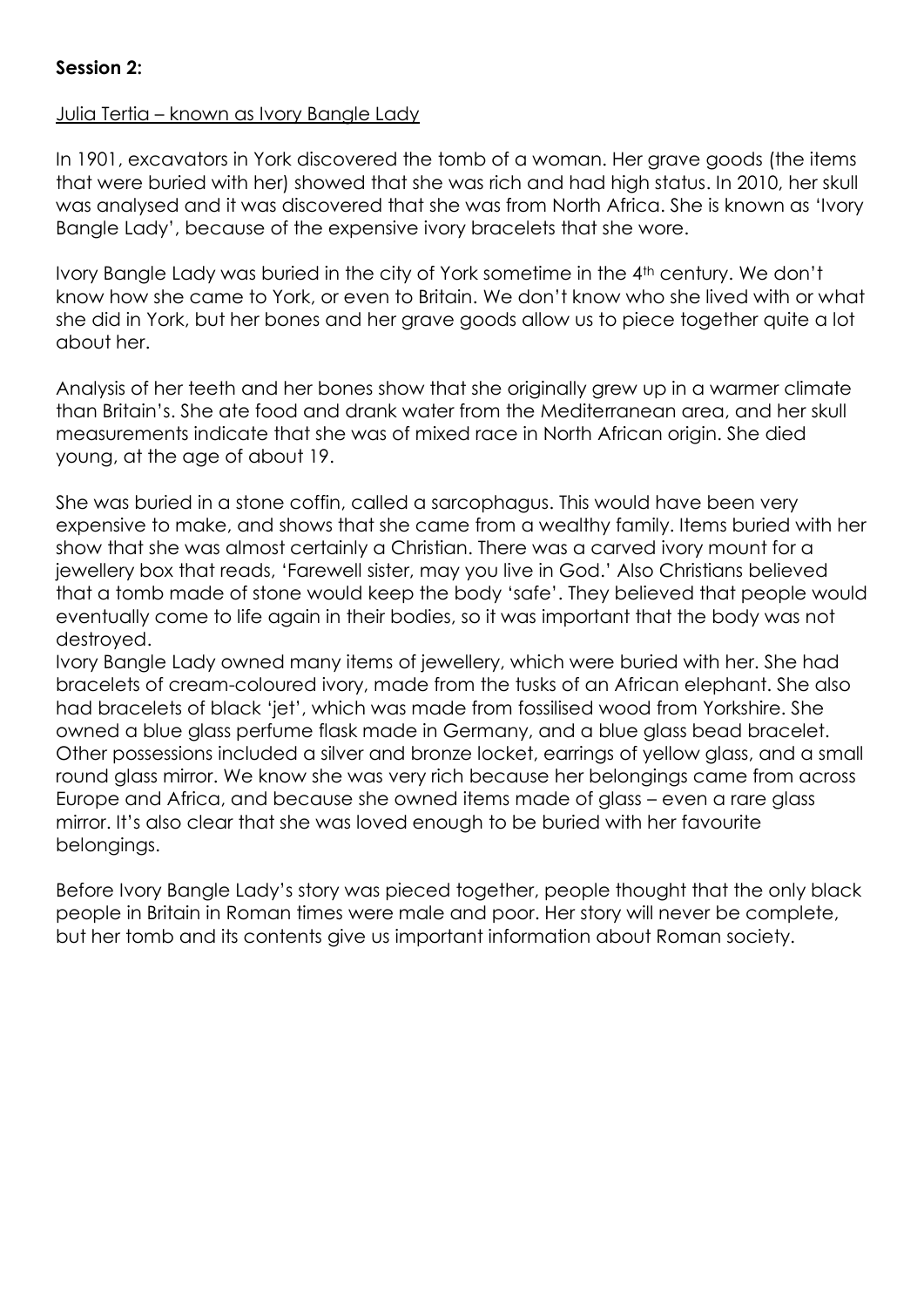**Session 2:**

Julia Tertia – known as Ivory Bangle Lady

In 1901, excavators in York discovered the tomb of a woman. Her grave goods (the items that were buried with her) showed that she was rich and had high status. In 2010, her skull was analysed and it was discovered that she was from North Africa. She is known as 'Ivory Bangle Lady', because of the expensive ivory bracelets that she wore.

Ivory Bangle Lady was buried in the city of York sometime in the 4th century. We don't know how she came to York, or even to Britain. We don't know who she lived with or what she did in York, but her bones and her grave goods allow us to piece together quite a lot about her.

Analysis of her teeth and her bones show that she originally grew up in a warmer climate than Britain's. She ate food and drank water from the Mediterranean area, and her skull measurements indicate that she was of mixed race in North African origin. She died young, at the age of about 19.

She was buried in a stone coffin, called a sarcophagus. This would have been very expensive to make, and shows that she came from a wealthy family. Items buried with her show that she was almost certainly a Christian. There was a carved ivory mount for a jewellery box that reads, 'Farewell sister, may you live in God.' Also Christians believed that a tomb made of stone would keep the body 'safe'. They believed that people would eventually come to life again in their bodies, so it was important that the body was not destroyed.

Ivory Bangle Lady owned many items of jewellery, which were buried with her. She had bracelets of cream-coloured ivory, made from the tusks of an African elephant. She also had bracelets of black 'jet', which was made from fossilised wood from Yorkshire. She owned a blue glass perfume flask made in Germany, and a blue glass bead bracelet. Other possessions included a silver and bronze locket, earrings of yellow glass, and a small round glass mirror. We know she was very rich because her belongings came from across Europe and Africa, and because she owned items made of glass – even a rare glass mirror. It's also clear that she was loved enough to be buried with her favourite belongings.

Before Ivory Bangle Lady's story was pieced together, people thought that the only black people in Britain in Roman times were male and poor. Her story will never be complete, but her tomb and its contents give us important information about Roman society.